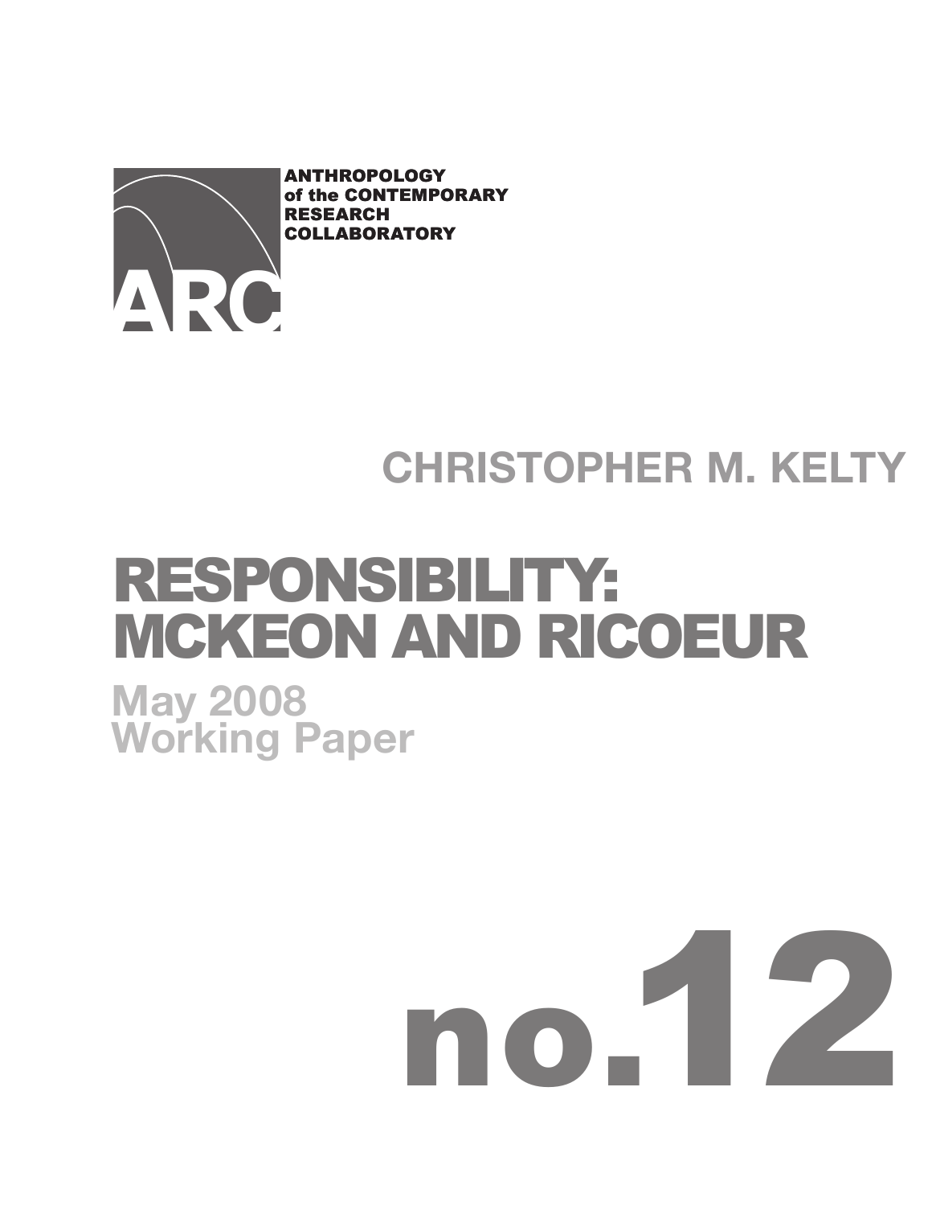ANTHROPOLOGY
of the CONTEMPORARY
RESEARCH
COLLABORATORY

ARC

## CHRISTOPHER M. KELTY

# RESPONSIBILITY: MCKEON AND RICOEUR

**May 2008**
**Working Paper**

# no.12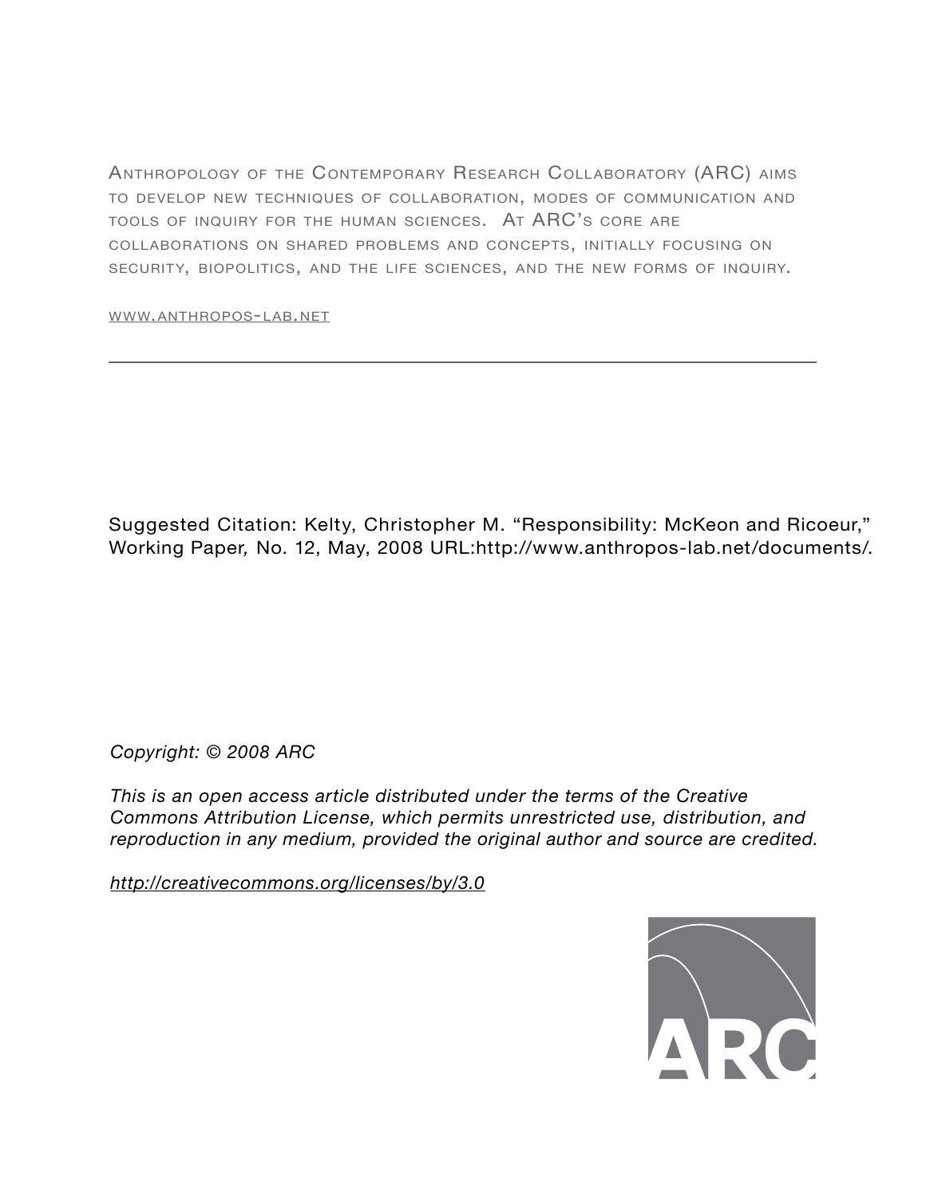Anthropology of the Contemporary Research Collaboratory (ARC) aims to develop new techniques of collaboration, modes of communication and tools of inquiry for the human sciences. At ARC's core are collaborations on shared problems and concepts, initially focusing on security, biopolitics, and the life sciences, and the new forms of inquiry.

www.anthropos-lab.net

---

Suggested Citation: Kelty, Christopher M. "Responsibility: McKeon and Ricoeur," Working Paper, No. 12, May, 2008 URL:http://www.anthropos-lab.net/documents/.

*Copyright: © 2008 ARC*

*This is an open access article distributed under the terms of the Creative Commons Attribution License, which permits unrestricted use, distribution, and reproduction in any medium, provided the original author and source are credited.*

*http://creativecommons.org/licenses/by/3.0*

ARC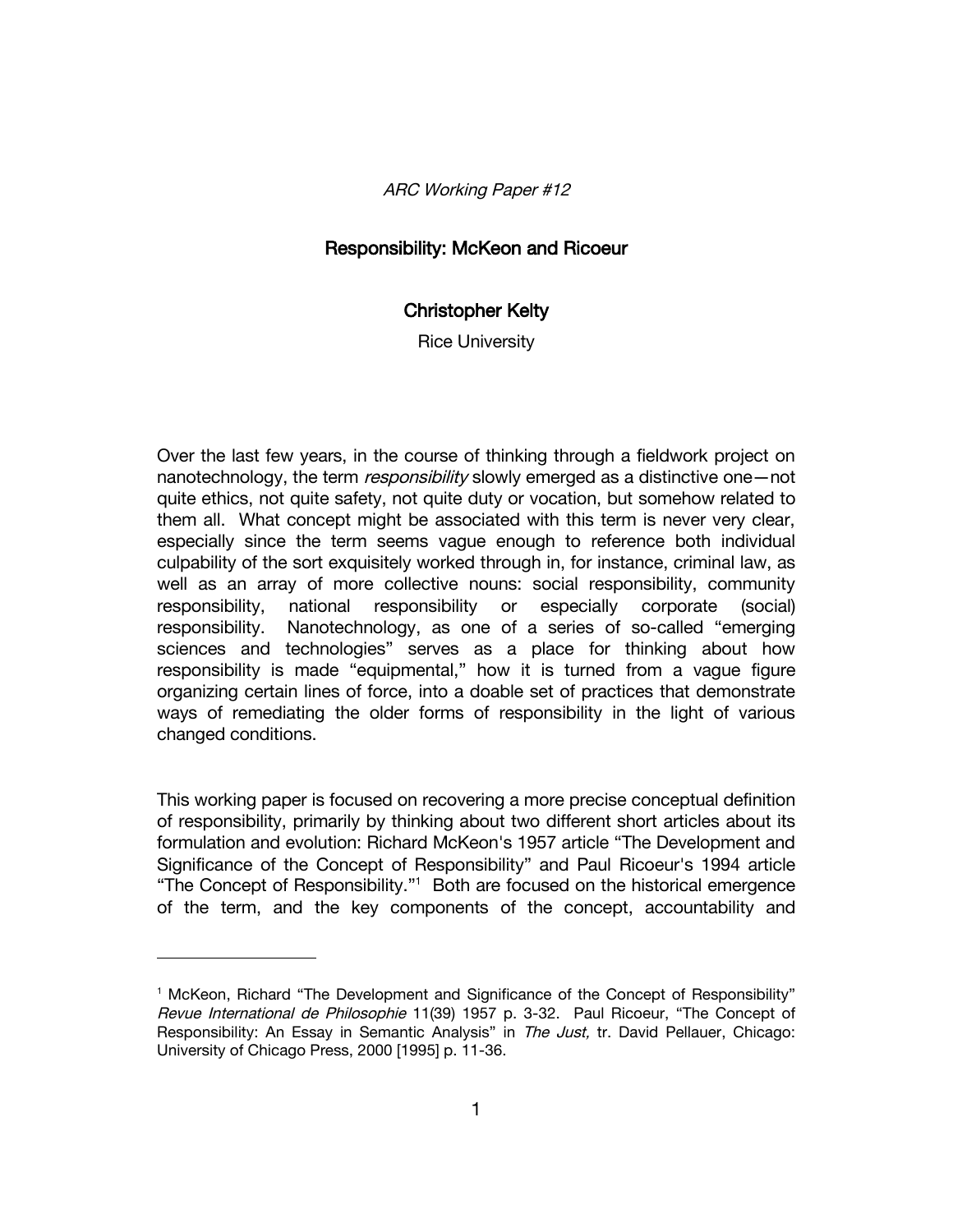*ARC Working Paper #12*

## Responsibility: McKeon and Ricoeur

### Christopher Kelty

Rice University

Over the last few years, in the course of thinking through a fieldwork project on nanotechnology, the term *responsibility* slowly emerged as a distinctive one—not quite ethics, not quite safety, not quite duty or vocation, but somehow related to them all. What concept might be associated with this term is never very clear, especially since the term seems vague enough to reference both individual culpability of the sort exquisitely worked through in, for instance, criminal law, as well as an array of more collective nouns: social responsibility, community responsibility, national responsibility or especially corporate (social) responsibility. Nanotechnology, as one of a series of so-called "emerging sciences and technologies" serves as a place for thinking about how responsibility is made "equipmental," how it is turned from a vague figure organizing certain lines of force, into a doable set of practices that demonstrate ways of remediating the older forms of responsibility in the light of various changed conditions.

This working paper is focused on recovering a more precise conceptual definition of responsibility, primarily by thinking about two different short articles about its formulation and evolution: Richard McKeon's 1957 article "The Development and Significance of the Concept of Responsibility" and Paul Ricoeur's 1994 article "The Concept of Responsibility."[1] Both are focused on the historical emergence of the term, and the key components of the concept, accountability and

---

[1] McKeon, Richard "The Development and Significance of the Concept of Responsibility" *Revue International de Philosophie* 11(39) 1957 p. 3-32. Paul Ricoeur, "The Concept of Responsibility: An Essay in Semantic Analysis" in *The Just,* tr. David Pellauer, Chicago: University of Chicago Press, 2000 [1995] p. 11-36.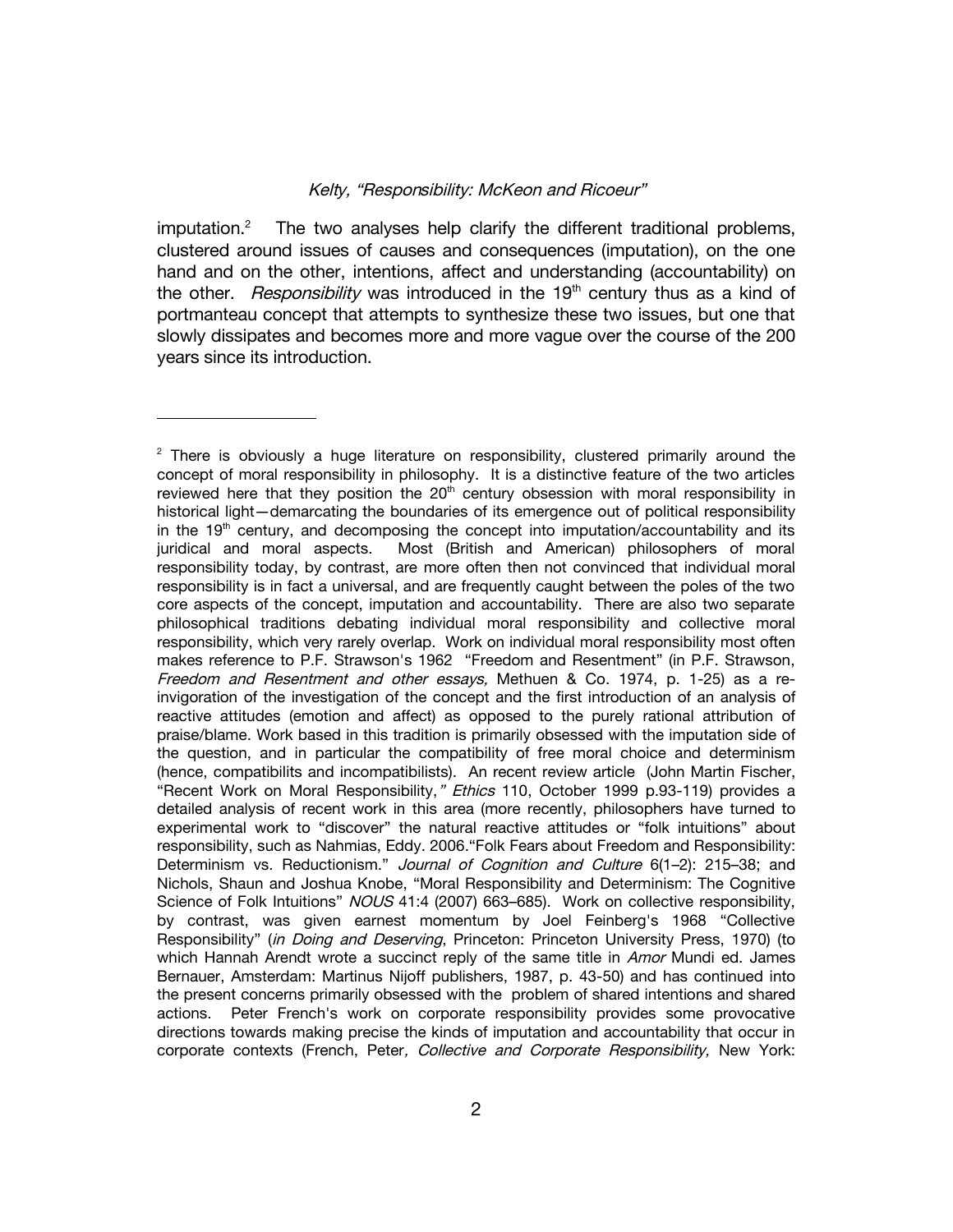imputation.[2] The two analyses help clarify the different traditional problems, clustered around issues of causes and consequences (imputation), on the one hand and on the other, intentions, affect and understanding (accountability) on the other. *Responsibility* was introduced in the 19th century thus as a kind of portmanteau concept that attempts to synthesize these two issues, but one that slowly dissipates and becomes more and more vague over the course of the 200 years since its introduction.

---

[2] There is obviously a huge literature on responsibility, clustered primarily around the concept of moral responsibility in philosophy. It is a distinctive feature of the two articles reviewed here that they position the 20th century obsession with moral responsibility in historical light—demarcating the boundaries of its emergence out of political responsibility in the 19th century, and decomposing the concept into imputation/accountability and its juridical and moral aspects. Most (British and American) philosophers of moral responsibility today, by contrast, are more often then not convinced that individual moral responsibility is in fact a universal, and are frequently caught between the poles of the two core aspects of the concept, imputation and accountability. There are also two separate philosophical traditions debating individual moral responsibility and collective moral responsibility, which very rarely overlap. Work on individual moral responsibility most often makes reference to P.F. Strawson's 1962 "Freedom and Resentment" (in P.F. Strawson, *Freedom and Resentment and other essays,* Methuen & Co. 1974, p. 1-25) as a re-invigoration of the investigation of the concept and the first introduction of an analysis of reactive attitudes (emotion and affect) as opposed to the purely rational attribution of praise/blame. Work based in this tradition is primarily obsessed with the imputation side of the question, and in particular the compatibility of free moral choice and determinism (hence, compatibilits and incompatibilists). An recent review article (John Martin Fischer, "Recent Work on Moral Responsibility,*" Ethics* 110, October 1999 p.93-119) provides a detailed analysis of recent work in this area (more recently, philosophers have turned to experimental work to "discover" the natural reactive attitudes or "folk intuitions" about responsibility, such as Nahmias, Eddy. 2006."Folk Fears about Freedom and Responsibility: Determinism vs. Reductionism." *Journal of Cognition and Culture* 6(1–2): 215–38; and Nichols, Shaun and Joshua Knobe, "Moral Responsibility and Determinism: The Cognitive Science of Folk Intuitions" *NOUS* 41:4 (2007) 663–685). Work on collective responsibility, by contrast, was given earnest momentum by Joel Feinberg's 1968 "Collective Responsibility" (*in Doing and Deserving*, Princeton: Princeton University Press, 1970) (to which Hannah Arendt wrote a succinct reply of the same title in *Amor* Mundi ed. James Bernauer, Amsterdam: Martinus Nijoff publishers, 1987, p. 43-50) and has continued into the present concerns primarily obsessed with the problem of shared intentions and shared actions. Peter French's work on corporate responsibility provides some provocative directions towards making precise the kinds of imputation and accountability that occur in corporate contexts (French, Peter*, Collective and Corporate Responsibility,* New York: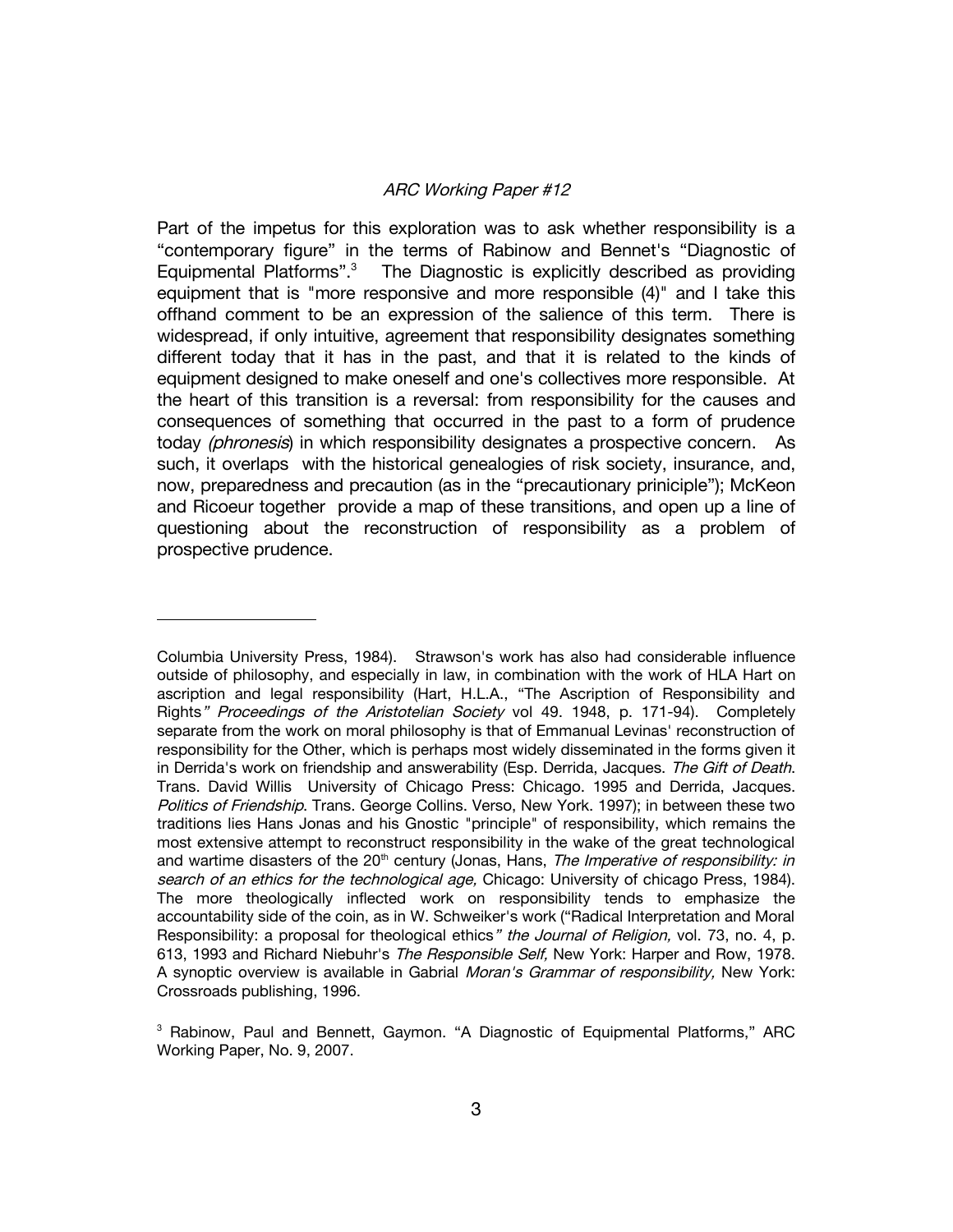Part of the impetus for this exploration was to ask whether responsibility is a "contemporary figure" in the terms of Rabinow and Bennet's "Diagnostic of Equipmental Platforms".[3] The Diagnostic is explicitly described as providing equipment that is "more responsive and more responsible (4)" and I take this offhand comment to be an expression of the salience of this term. There is widespread, if only intuitive, agreement that responsibility designates something different today that it has in the past, and that it is related to the kinds of equipment designed to make oneself and one's collectives more responsible. At the heart of this transition is a reversal: from responsibility for the causes and consequences of something that occurred in the past to a form of prudence today *(phronesis)* in which responsibility designates a prospective concern. As such, it overlaps with the historical genealogies of risk society, insurance, and, now, preparedness and precaution (as in the "precautionary priniciple"); McKeon and Ricoeur together provide a map of these transitions, and open up a line of questioning about the reconstruction of responsibility as a problem of prospective prudence.

---

Columbia University Press, 1984). Strawson's work has also had considerable influence outside of philosophy, and especially in law, in combination with the work of HLA Hart on ascription and legal responsibility (Hart, H.L.A., "The Ascription of Responsibility and Rights*" Proceedings of the Aristotelian Society* vol 49. 1948, p. 171-94). Completely separate from the work on moral philosophy is that of Emmanual Levinas' reconstruction of responsibility for the Other, which is perhaps most widely disseminated in the forms given it in Derrida's work on friendship and answerability (Esp. Derrida, Jacques. *The Gift of Death*. Trans. David Willis University of Chicago Press: Chicago. 1995 and Derrida, Jacques. *Politics of Friendship*. Trans. George Collins. Verso, New York. 1997); in between these two traditions lies Hans Jonas and his Gnostic "principle" of responsibility, which remains the most extensive attempt to reconstruct responsibility in the wake of the great technological and wartime disasters of the 20th century (Jonas, Hans, *The Imperative of responsibility: in search of an ethics for the technological age,* Chicago: University of chicago Press, 1984). The more theologically inflected work on responsibility tends to emphasize the accountability side of the coin, as in W. Schweiker's work ("Radical Interpretation and Moral Responsibility: a proposal for theological ethics*" the Journal of Religion,* vol. 73, no. 4, p. 613, 1993 and Richard Niebuhr's *The Responsible Self,* New York: Harper and Row, 1978. A synoptic overview is available in Gabrial *Moran's Grammar of responsibility,* New York: Crossroads publishing, 1996.

[3] Rabinow, Paul and Bennett, Gaymon. "A Diagnostic of Equipmental Platforms," ARC Working Paper, No. 9, 2007.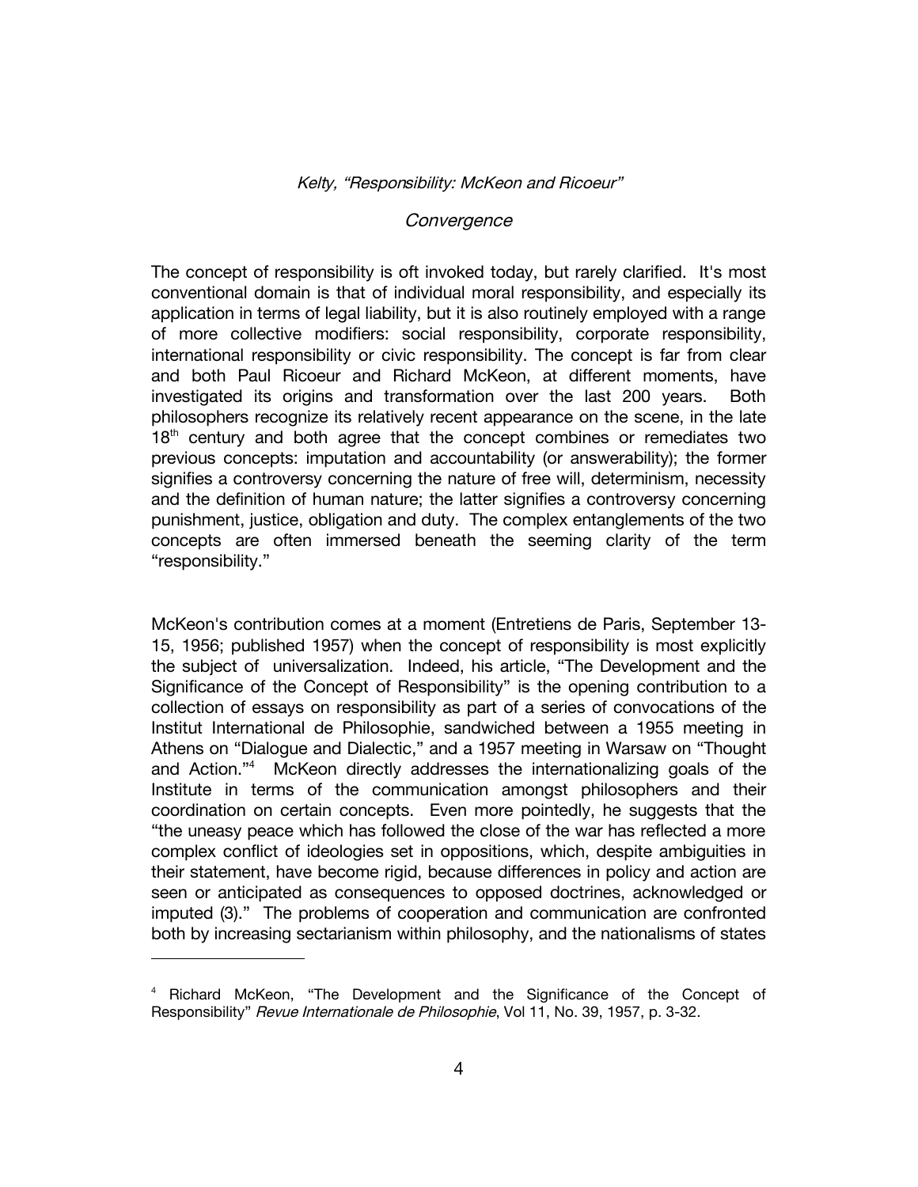*Convergence*

The concept of responsibility is oft invoked today, but rarely clarified. It's most conventional domain is that of individual moral responsibility, and especially its application in terms of legal liability, but it is also routinely employed with a range of more collective modifiers: social responsibility, corporate responsibility, international responsibility or civic responsibility. The concept is far from clear and both Paul Ricoeur and Richard McKeon, at different moments, have investigated its origins and transformation over the last 200 years. Both philosophers recognize its relatively recent appearance on the scene, in the late 18th century and both agree that the concept combines or remediates two previous concepts: imputation and accountability (or answerability); the former signifies a controversy concerning the nature of free will, determinism, necessity and the definition of human nature; the latter signifies a controversy concerning punishment, justice, obligation and duty. The complex entanglements of the two concepts are often immersed beneath the seeming clarity of the term "responsibility."

McKeon's contribution comes at a moment (Entretiens de Paris, September 13-15, 1956; published 1957) when the concept of responsibility is most explicitly the subject of universalization. Indeed, his article, "The Development and the Significance of the Concept of Responsibility" is the opening contribution to a collection of essays on responsibility as part of a series of convocations of the Institut International de Philosophie, sandwiched between a 1955 meeting in Athens on "Dialogue and Dialectic," and a 1957 meeting in Warsaw on "Thought and Action."[4] McKeon directly addresses the internationalizing goals of the Institute in terms of the communication amongst philosophers and their coordination on certain concepts. Even more pointedly, he suggests that the "the uneasy peace which has followed the close of the war has reflected a more complex conflict of ideologies set in oppositions, which, despite ambiguities in their statement, have become rigid, because differences in policy and action are seen or anticipated as consequences to opposed doctrines, acknowledged or imputed (3)." The problems of cooperation and communication are confronted both by increasing sectarianism within philosophy, and the nationalisms of states

---

[4] Richard McKeon, "The Development and the Significance of the Concept of Responsibility" *Revue Internationale de Philosophie*, Vol 11, No. 39, 1957, p. 3-32.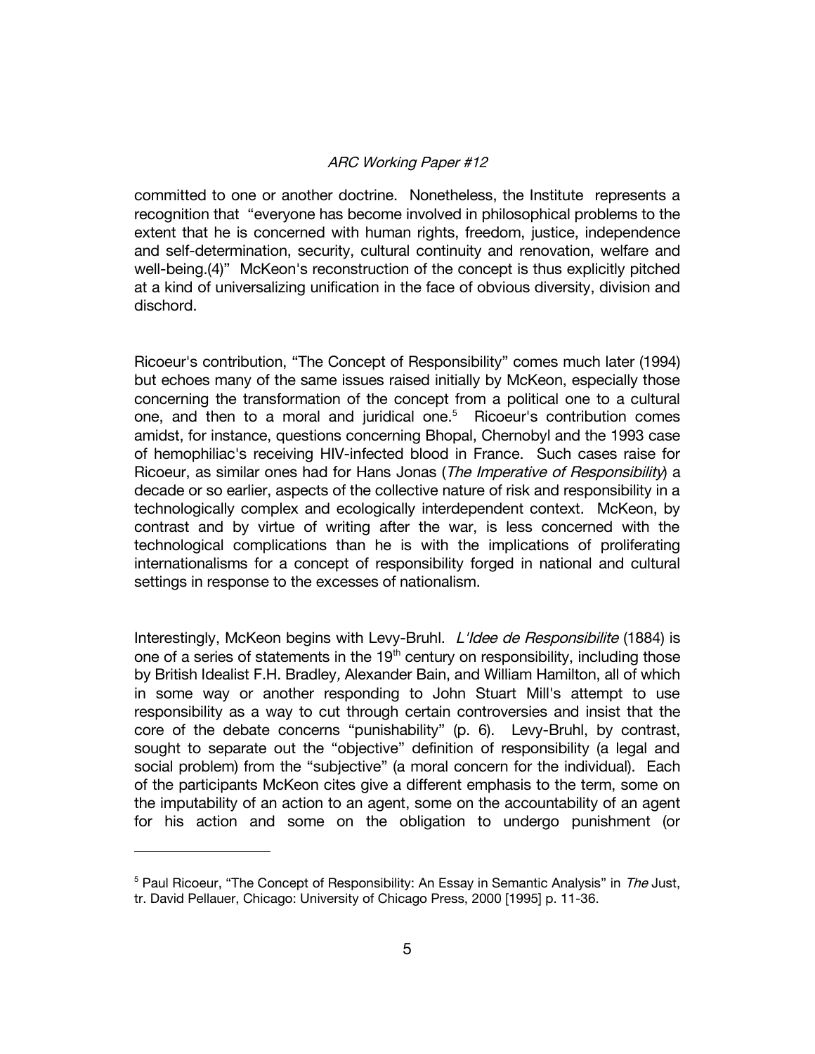committed to one or another doctrine. Nonetheless, the Institute represents a recognition that "everyone has become involved in philosophical problems to the extent that he is concerned with human rights, freedom, justice, independence and self-determination, security, cultural continuity and renovation, welfare and well-being.(4)" McKeon's reconstruction of the concept is thus explicitly pitched at a kind of universalizing unification in the face of obvious diversity, division and dischord.

Ricoeur's contribution, "The Concept of Responsibility" comes much later (1994) but echoes many of the same issues raised initially by McKeon, especially those concerning the transformation of the concept from a political one to a cultural one, and then to a moral and juridical one.[5] Ricoeur's contribution comes amidst, for instance, questions concerning Bhopal, Chernobyl and the 1993 case of hemophiliac's receiving HIV-infected blood in France. Such cases raise for Ricoeur, as similar ones had for Hans Jonas (*The Imperative of Responsibility*) a decade or so earlier, aspects of the collective nature of risk and responsibility in a technologically complex and ecologically interdependent context. McKeon, by contrast and by virtue of writing after the war, is less concerned with the technological complications than he is with the implications of proliferating internationalisms for a concept of responsibility forged in national and cultural settings in response to the excesses of nationalism.

Interestingly, McKeon begins with Levy-Bruhl. *L'Idee de Responsibilite* (1884) is one of a series of statements in the 19th century on responsibility, including those by British Idealist F.H. Bradley, Alexander Bain, and William Hamilton, all of which in some way or another responding to John Stuart Mill's attempt to use responsibility as a way to cut through certain controversies and insist that the core of the debate concerns "punishability" (p. 6). Levy-Bruhl, by contrast, sought to separate out the "objective" definition of responsibility (a legal and social problem) from the "subjective" (a moral concern for the individual). Each of the participants McKeon cites give a different emphasis to the term, some on the imputability of an action to an agent, some on the accountability of an agent for his action and some on the obligation to undergo punishment (or

---

[5] Paul Ricoeur, "The Concept of Responsibility: An Essay in Semantic Analysis" in *The* Just, tr. David Pellauer, Chicago: University of Chicago Press, 2000 [1995] p. 11-36.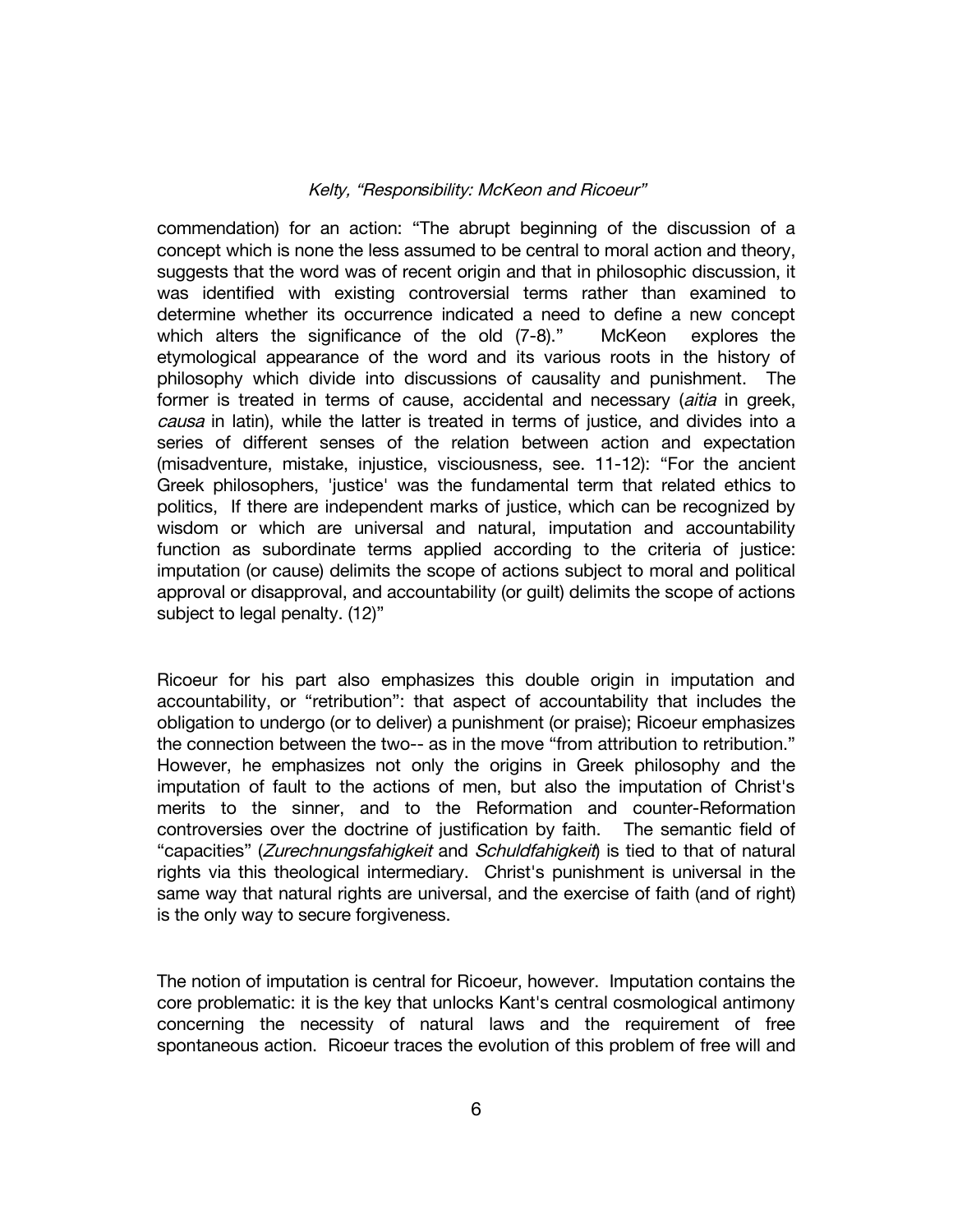commendation) for an action: "The abrupt beginning of the discussion of a concept which is none the less assumed to be central to moral action and theory, suggests that the word was of recent origin and that in philosophic discussion, it was identified with existing controversial terms rather than examined to determine whether its occurrence indicated a need to define a new concept which alters the significance of the old (7-8)." McKeon explores the etymological appearance of the word and its various roots in the history of philosophy which divide into discussions of causality and punishment. The former is treated in terms of cause, accidental and necessary (*aitia* in greek, *causa* in latin), while the latter is treated in terms of justice, and divides into a series of different senses of the relation between action and expectation (misadventure, mistake, injustice, visciousness, see. 11-12): "For the ancient Greek philosophers, 'justice' was the fundamental term that related ethics to politics, If there are independent marks of justice, which can be recognized by wisdom or which are universal and natural, imputation and accountability function as subordinate terms applied according to the criteria of justice: imputation (or cause) delimits the scope of actions subject to moral and political approval or disapproval, and accountability (or guilt) delimits the scope of actions subject to legal penalty. (12)"

Ricoeur for his part also emphasizes this double origin in imputation and accountability, or "retribution": that aspect of accountability that includes the obligation to undergo (or to deliver) a punishment (or praise); Ricoeur emphasizes the connection between the two-- as in the move "from attribution to retribution." However, he emphasizes not only the origins in Greek philosophy and the imputation of fault to the actions of men, but also the imputation of Christ's merits to the sinner, and to the Reformation and counter-Reformation controversies over the doctrine of justification by faith. The semantic field of "capacities" (*Zurechnungsfahigkeit* and *Schuldfahigkeit*) is tied to that of natural rights via this theological intermediary. Christ's punishment is universal in the same way that natural rights are universal, and the exercise of faith (and of right) is the only way to secure forgiveness.

The notion of imputation is central for Ricoeur, however. Imputation contains the core problematic: it is the key that unlocks Kant's central cosmological antimony concerning the necessity of natural laws and the requirement of free spontaneous action. Ricoeur traces the evolution of this problem of free will and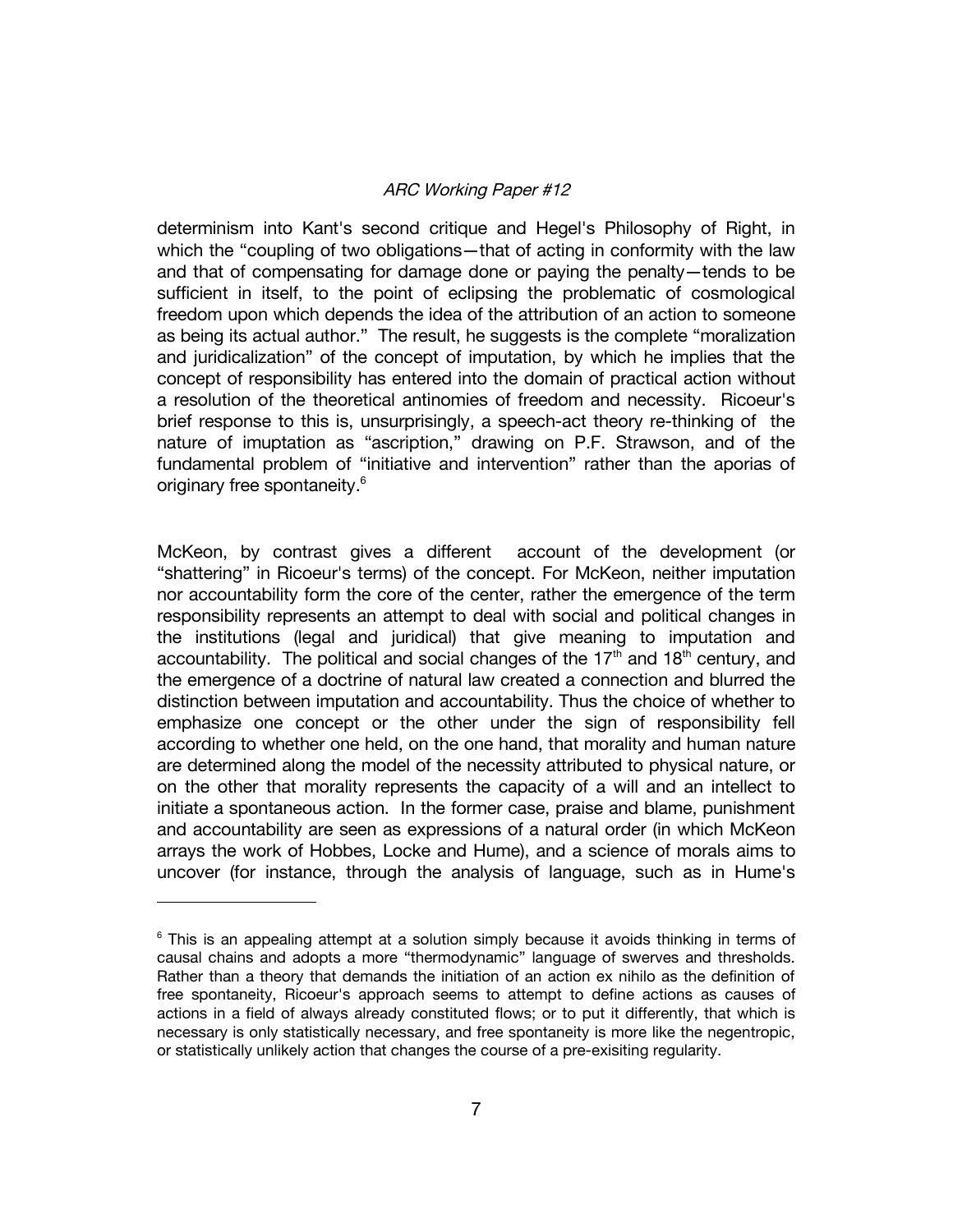determinism into Kant's second critique and Hegel's Philosophy of Right, in which the "coupling of two obligations—that of acting in conformity with the law and that of compensating for damage done or paying the penalty—tends to be sufficient in itself, to the point of eclipsing the problematic of cosmological freedom upon which depends the idea of the attribution of an action to someone as being its actual author." The result, he suggests is the complete "moralization and juridicalization" of the concept of imputation, by which he implies that the concept of responsibility has entered into the domain of practical action without a resolution of the theoretical antinomies of freedom and necessity. Ricoeur's brief response to this is, unsurprisingly, a speech-act theory re-thinking of the nature of imuptation as "ascription," drawing on P.F. Strawson, and of the fundamental problem of "initiative and intervention" rather than the aporias of originary free spontaneity.[6]

McKeon, by contrast gives a different account of the development (or "shattering" in Ricoeur's terms) of the concept. For McKeon, neither imputation nor accountability form the core of the center, rather the emergence of the term responsibility represents an attempt to deal with social and political changes in the institutions (legal and juridical) that give meaning to imputation and accountability. The political and social changes of the 17th and 18th century, and the emergence of a doctrine of natural law created a connection and blurred the distinction between imputation and accountability. Thus the choice of whether to emphasize one concept or the other under the sign of responsibility fell according to whether one held, on the one hand, that morality and human nature are determined along the model of the necessity attributed to physical nature, or on the other that morality represents the capacity of a will and an intellect to initiate a spontaneous action. In the former case, praise and blame, punishment and accountability are seen as expressions of a natural order (in which McKeon arrays the work of Hobbes, Locke and Hume), and a science of morals aims to uncover (for instance, through the analysis of language, such as in Hume's

---

[6] This is an appealing attempt at a solution simply because it avoids thinking in terms of causal chains and adopts a more "thermodynamic" language of swerves and thresholds. Rather than a theory that demands the initiation of an action ex nihilo as the definition of free spontaneity, Ricoeur's approach seems to attempt to define actions as causes of actions in a field of always already constituted flows; or to put it differently, that which is necessary is only statistically necessary, and free spontaneity is more like the negentropic, or statistically unlikely action that changes the course of a pre-exisiting regularity.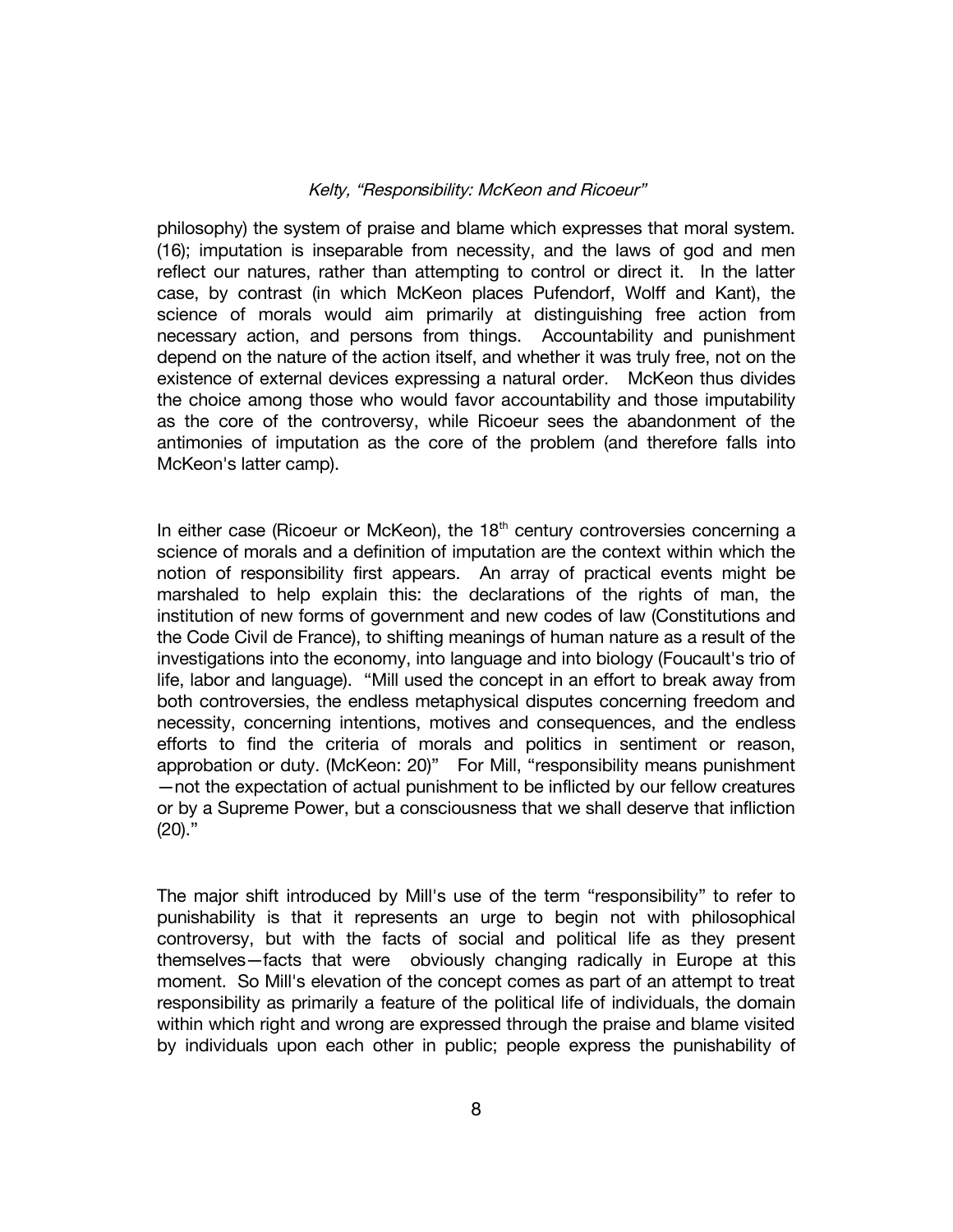philosophy) the system of praise and blame which expresses that moral system. (16); imputation is inseparable from necessity, and the laws of god and men reflect our natures, rather than attempting to control or direct it. In the latter case, by contrast (in which McKeon places Pufendorf, Wolff and Kant), the science of morals would aim primarily at distinguishing free action from necessary action, and persons from things. Accountability and punishment depend on the nature of the action itself, and whether it was truly free, not on the existence of external devices expressing a natural order. McKeon thus divides the choice among those who would favor accountability and those imputability as the core of the controversy, while Ricoeur sees the abandonment of the antimonies of imputation as the core of the problem (and therefore falls into McKeon's latter camp).

In either case (Ricoeur or McKeon), the 18th century controversies concerning a science of morals and a definition of imputation are the context within which the notion of responsibility first appears. An array of practical events might be marshaled to help explain this: the declarations of the rights of man, the institution of new forms of government and new codes of law (Constitutions and the Code Civil de France), to shifting meanings of human nature as a result of the investigations into the economy, into language and into biology (Foucault's trio of life, labor and language). "Mill used the concept in an effort to break away from both controversies, the endless metaphysical disputes concerning freedom and necessity, concerning intentions, motives and consequences, and the endless efforts to find the criteria of morals and politics in sentiment or reason, approbation or duty. (McKeon: 20)" For Mill, "responsibility means punishment —not the expectation of actual punishment to be inflicted by our fellow creatures or by a Supreme Power, but a consciousness that we shall deserve that infliction (20)."

The major shift introduced by Mill's use of the term "responsibility" to refer to punishability is that it represents an urge to begin not with philosophical controversy, but with the facts of social and political life as they present themselves—facts that were obviously changing radically in Europe at this moment. So Mill's elevation of the concept comes as part of an attempt to treat responsibility as primarily a feature of the political life of individuals, the domain within which right and wrong are expressed through the praise and blame visited by individuals upon each other in public; people express the punishability of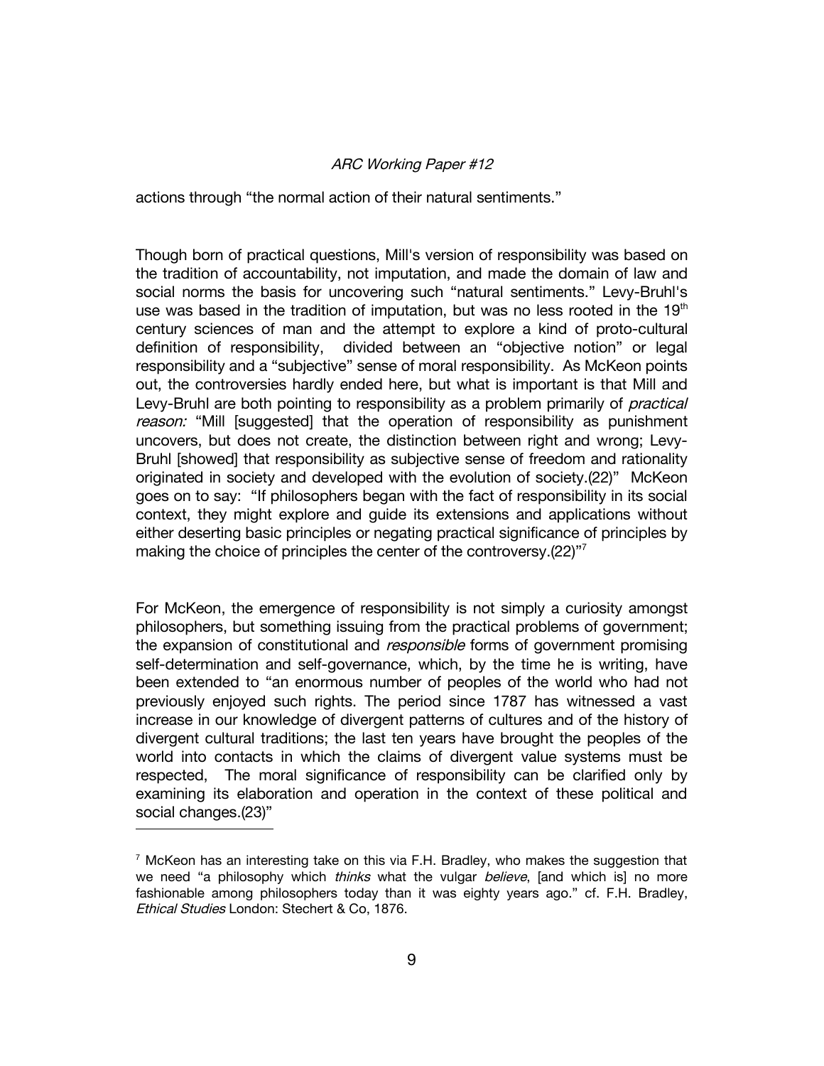actions through "the normal action of their natural sentiments."

Though born of practical questions, Mill's version of responsibility was based on the tradition of accountability, not imputation, and made the domain of law and social norms the basis for uncovering such "natural sentiments." Levy-Bruhl's use was based in the tradition of imputation, but was no less rooted in the 19th century sciences of man and the attempt to explore a kind of proto-cultural definition of responsibility, divided between an "objective notion" or legal responsibility and a "subjective" sense of moral responsibility. As McKeon points out, the controversies hardly ended here, but what is important is that Mill and Levy-Bruhl are both pointing to responsibility as a problem primarily of *practical reason:* "Mill [suggested] that the operation of responsibility as punishment uncovers, but does not create, the distinction between right and wrong; Levy-Bruhl [showed] that responsibility as subjective sense of freedom and rationality originated in society and developed with the evolution of society.(22)" McKeon goes on to say: "If philosophers began with the fact of responsibility in its social context, they might explore and guide its extensions and applications without either deserting basic principles or negating practical significance of principles by making the choice of principles the center of the controversy.(22)"[7]

For McKeon, the emergence of responsibility is not simply a curiosity amongst philosophers, but something issuing from the practical problems of government; the expansion of constitutional and *responsible* forms of government promising self-determination and self-governance, which, by the time he is writing, have been extended to "an enormous number of peoples of the world who had not previously enjoyed such rights. The period since 1787 has witnessed a vast increase in our knowledge of divergent patterns of cultures and of the history of divergent cultural traditions; the last ten years have brought the peoples of the world into contacts in which the claims of divergent value systems must be respected, The moral significance of responsibility can be clarified only by examining its elaboration and operation in the context of these political and social changes.(23)"

[7] McKeon has an interesting take on this via F.H. Bradley, who makes the suggestion that we need "a philosophy which *thinks* what the vulgar *believe*, [and which is] no more fashionable among philosophers today than it was eighty years ago." cf. F.H. Bradley, *Ethical Studies* London: Stechert & Co, 1876.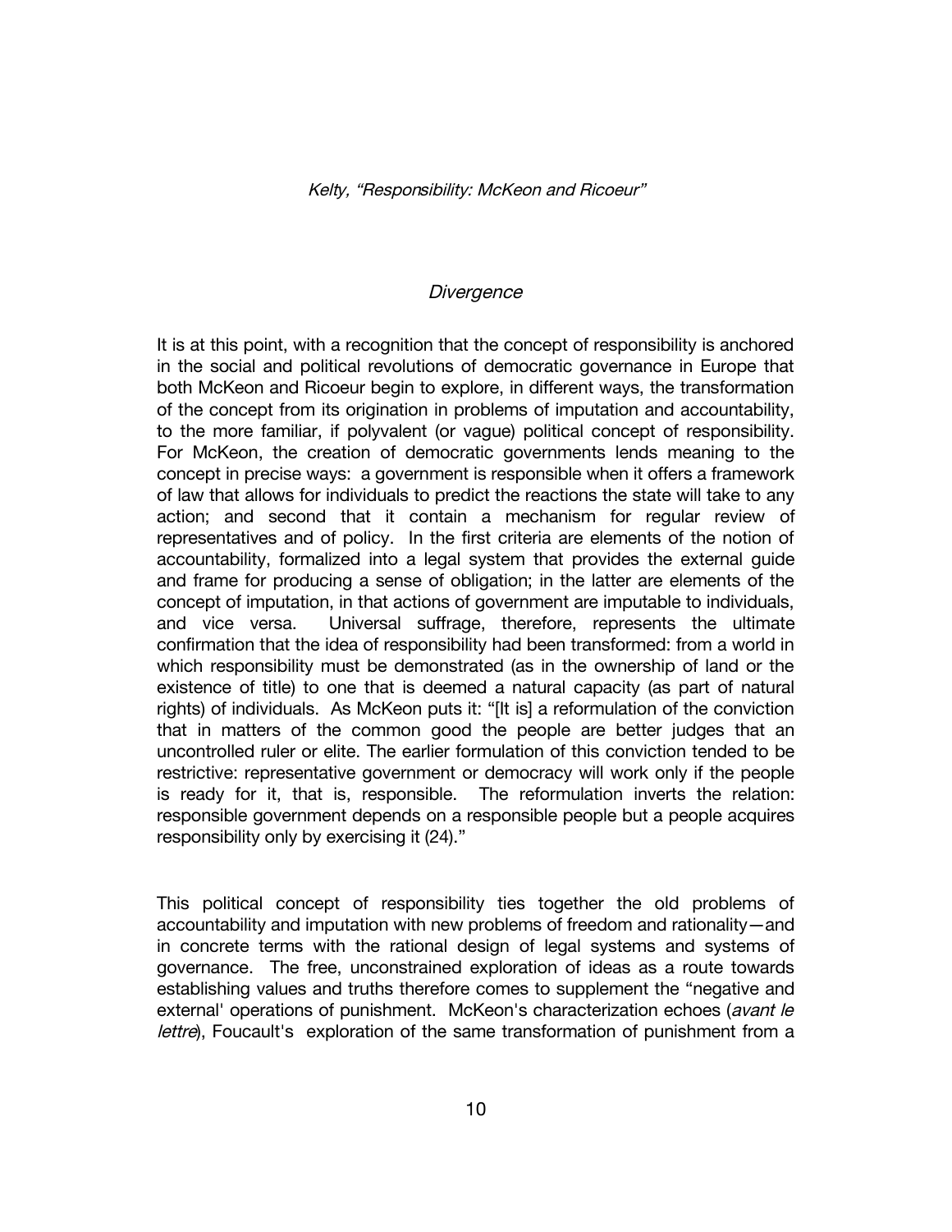## *Divergence*

It is at this point, with a recognition that the concept of responsibility is anchored in the social and political revolutions of democratic governance in Europe that both McKeon and Ricoeur begin to explore, in different ways, the transformation of the concept from its origination in problems of imputation and accountability, to the more familiar, if polyvalent (or vague) political concept of responsibility. For McKeon, the creation of democratic governments lends meaning to the concept in precise ways: a government is responsible when it offers a framework of law that allows for individuals to predict the reactions the state will take to any action; and second that it contain a mechanism for regular review of representatives and of policy. In the first criteria are elements of the notion of accountability, formalized into a legal system that provides the external guide and frame for producing a sense of obligation; in the latter are elements of the concept of imputation, in that actions of government are imputable to individuals, and vice versa. Universal suffrage, therefore, represents the ultimate confirmation that the idea of responsibility had been transformed: from a world in which responsibility must be demonstrated (as in the ownership of land or the existence of title) to one that is deemed a natural capacity (as part of natural rights) of individuals. As McKeon puts it: "[It is] a reformulation of the conviction that in matters of the common good the people are better judges that an uncontrolled ruler or elite. The earlier formulation of this conviction tended to be restrictive: representative government or democracy will work only if the people is ready for it, that is, responsible. The reformulation inverts the relation: responsible government depends on a responsible people but a people acquires responsibility only by exercising it (24)."

This political concept of responsibility ties together the old problems of accountability and imputation with new problems of freedom and rationality—and in concrete terms with the rational design of legal systems and systems of governance. The free, unconstrained exploration of ideas as a route towards establishing values and truths therefore comes to supplement the "negative and external' operations of punishment. McKeon's characterization echoes (*avant le lettre*), Foucault's exploration of the same transformation of punishment from a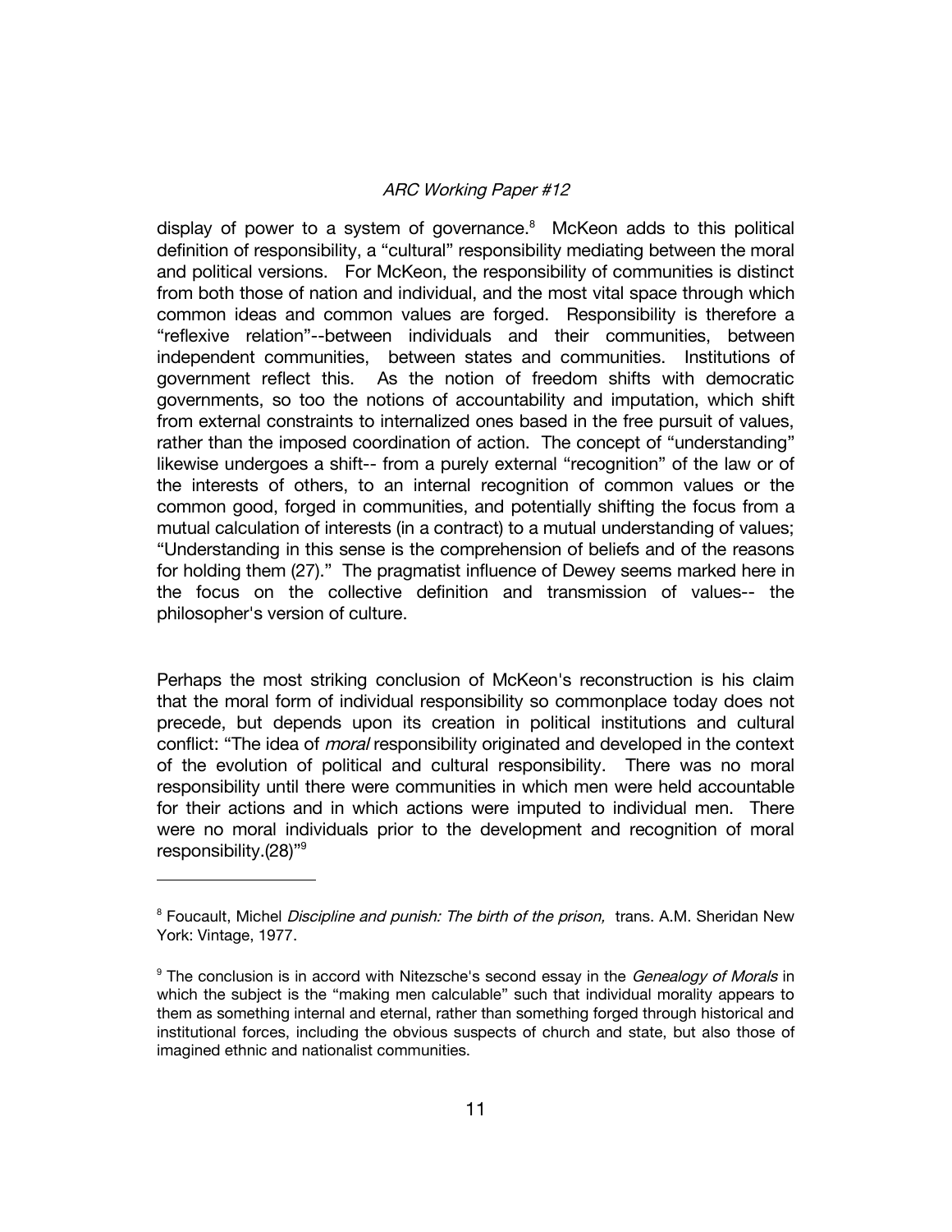display of power to a system of governance.[8] McKeon adds to this political definition of responsibility, a "cultural" responsibility mediating between the moral and political versions. For McKeon, the responsibility of communities is distinct from both those of nation and individual, and the most vital space through which common ideas and common values are forged. Responsibility is therefore a "reflexive relation"--between individuals and their communities, between independent communities, between states and communities. Institutions of government reflect this. As the notion of freedom shifts with democratic governments, so too the notions of accountability and imputation, which shift from external constraints to internalized ones based in the free pursuit of values, rather than the imposed coordination of action. The concept of "understanding" likewise undergoes a shift-- from a purely external "recognition" of the law or of the interests of others, to an internal recognition of common values or the common good, forged in communities, and potentially shifting the focus from a mutual calculation of interests (in a contract) to a mutual understanding of values; "Understanding in this sense is the comprehension of beliefs and of the reasons for holding them (27)." The pragmatist influence of Dewey seems marked here in the focus on the collective definition and transmission of values-- the philosopher's version of culture.

Perhaps the most striking conclusion of McKeon's reconstruction is his claim that the moral form of individual responsibility so commonplace today does not precede, but depends upon its creation in political institutions and cultural conflict: "The idea of *moral* responsibility originated and developed in the context of the evolution of political and cultural responsibility. There was no moral responsibility until there were communities in which men were held accountable for their actions and in which actions were imputed to individual men. There were no moral individuals prior to the development and recognition of moral responsibility.(28)"[9]

---

[8] Foucault, Michel *Discipline and punish: The birth of the prison,* trans. A.M. Sheridan New York: Vintage, 1977.

[9] The conclusion is in accord with Nitezsche's second essay in the *Genealogy of Morals* in which the subject is the "making men calculable" such that individual morality appears to them as something internal and eternal, rather than something forged through historical and institutional forces, including the obvious suspects of church and state, but also those of imagined ethnic and nationalist communities.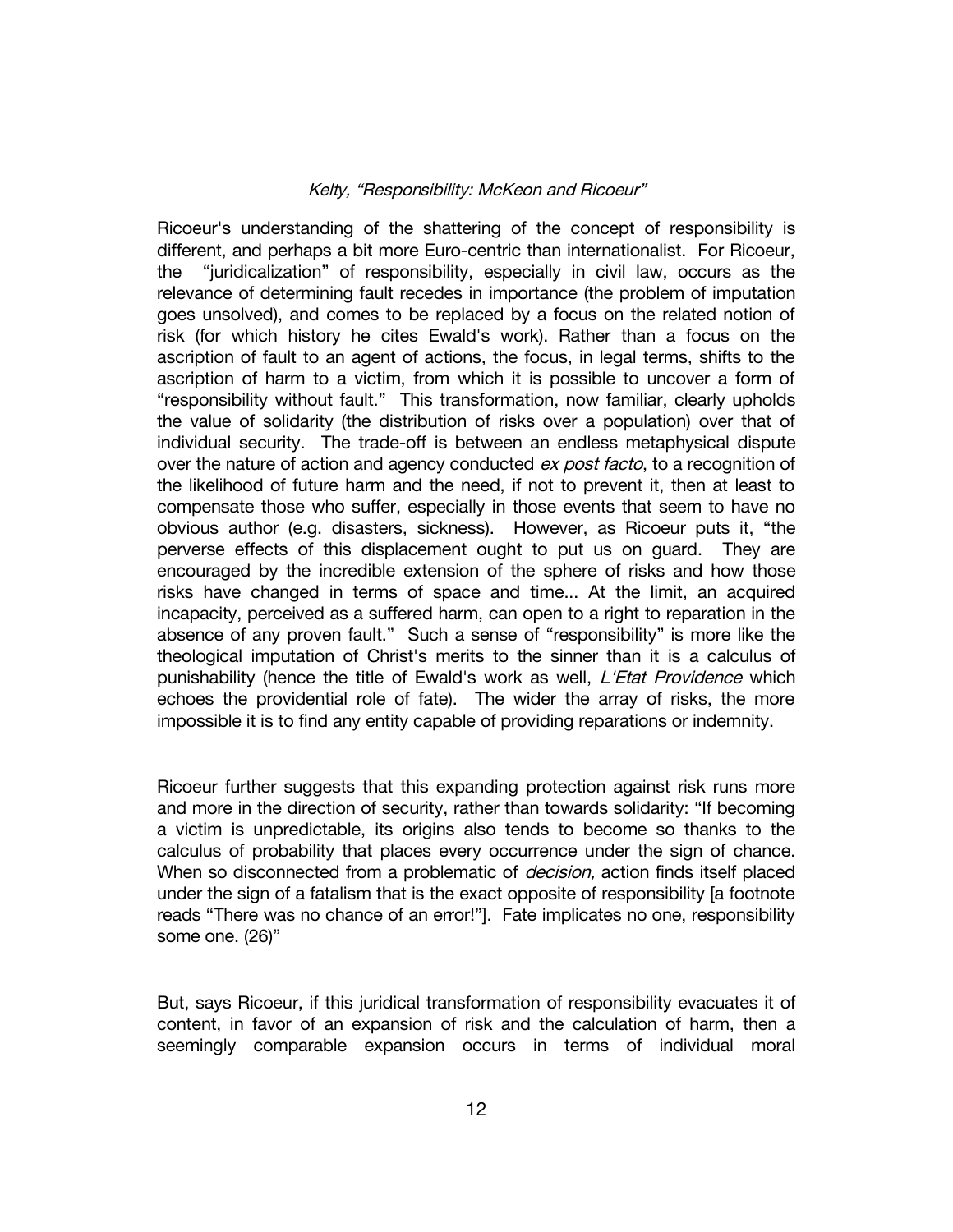Ricoeur's understanding of the shattering of the concept of responsibility is different, and perhaps a bit more Euro-centric than internationalist. For Ricoeur, the "juridicalization" of responsibility, especially in civil law, occurs as the relevance of determining fault recedes in importance (the problem of imputation goes unsolved), and comes to be replaced by a focus on the related notion of risk (for which history he cites Ewald's work). Rather than a focus on the ascription of fault to an agent of actions, the focus, in legal terms, shifts to the ascription of harm to a victim, from which it is possible to uncover a form of "responsibility without fault." This transformation, now familiar, clearly upholds the value of solidarity (the distribution of risks over a population) over that of individual security. The trade-off is between an endless metaphysical dispute over the nature of action and agency conducted *ex post facto*, to a recognition of the likelihood of future harm and the need, if not to prevent it, then at least to compensate those who suffer, especially in those events that seem to have no obvious author (e.g. disasters, sickness). However, as Ricoeur puts it, "the perverse effects of this displacement ought to put us on guard. They are encouraged by the incredible extension of the sphere of risks and how those risks have changed in terms of space and time... At the limit, an acquired incapacity, perceived as a suffered harm, can open to a right to reparation in the absence of any proven fault." Such a sense of "responsibility" is more like the theological imputation of Christ's merits to the sinner than it is a calculus of punishability (hence the title of Ewald's work as well, *L'Etat Providence* which echoes the providential role of fate). The wider the array of risks, the more impossible it is to find any entity capable of providing reparations or indemnity.

Ricoeur further suggests that this expanding protection against risk runs more and more in the direction of security, rather than towards solidarity: "If becoming a victim is unpredictable, its origins also tends to become so thanks to the calculus of probability that places every occurrence under the sign of chance. When so disconnected from a problematic of *decision,* action finds itself placed under the sign of a fatalism that is the exact opposite of responsibility [a footnote reads "There was no chance of an error!"]. Fate implicates no one, responsibility some one. (26)"

But, says Ricoeur, if this juridical transformation of responsibility evacuates it of content, in favor of an expansion of risk and the calculation of harm, then a seemingly comparable expansion occurs in terms of individual moral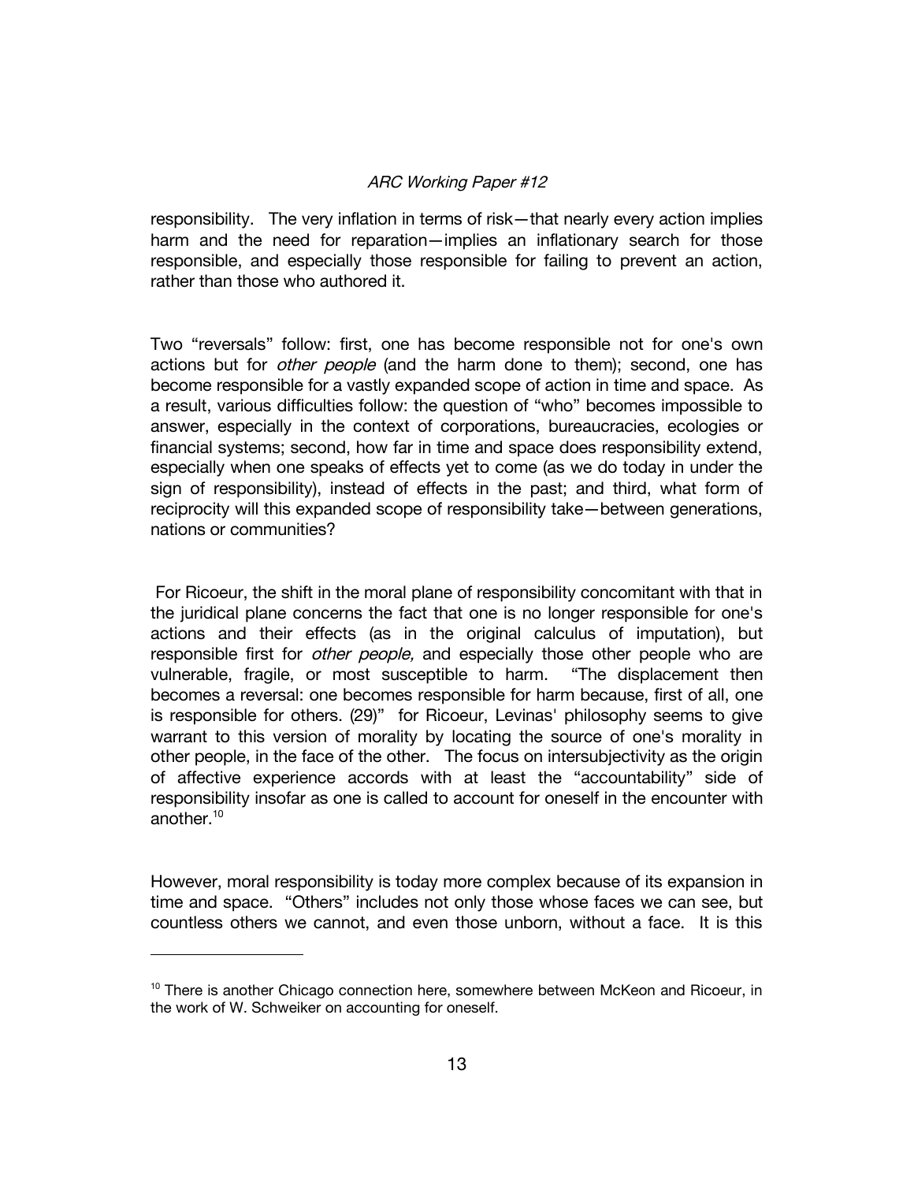responsibility. The very inflation in terms of risk—that nearly every action implies harm and the need for reparation—implies an inflationary search for those responsible, and especially those responsible for failing to prevent an action, rather than those who authored it.

Two "reversals" follow: first, one has become responsible not for one's own actions but for *other people* (and the harm done to them); second, one has become responsible for a vastly expanded scope of action in time and space. As a result, various difficulties follow: the question of "who" becomes impossible to answer, especially in the context of corporations, bureaucracies, ecologies or financial systems; second, how far in time and space does responsibility extend, especially when one speaks of effects yet to come (as we do today in under the sign of responsibility), instead of effects in the past; and third, what form of reciprocity will this expanded scope of responsibility take—between generations, nations or communities?

For Ricoeur, the shift in the moral plane of responsibility concomitant with that in the juridical plane concerns the fact that one is no longer responsible for one's actions and their effects (as in the original calculus of imputation), but responsible first for *other people,* and especially those other people who are vulnerable, fragile, or most susceptible to harm. "The displacement then becomes a reversal: one becomes responsible for harm because, first of all, one is responsible for others. (29)" for Ricoeur, Levinas' philosophy seems to give warrant to this version of morality by locating the source of one's morality in other people, in the face of the other. The focus on intersubjectivity as the origin of affective experience accords with at least the "accountability" side of responsibility insofar as one is called to account for oneself in the encounter with another.[10]

However, moral responsibility is today more complex because of its expansion in time and space. "Others" includes not only those whose faces we can see, but countless others we cannot, and even those unborn, without a face. It is this

[10] There is another Chicago connection here, somewhere between McKeon and Ricoeur, in the work of W. Schweiker on accounting for oneself.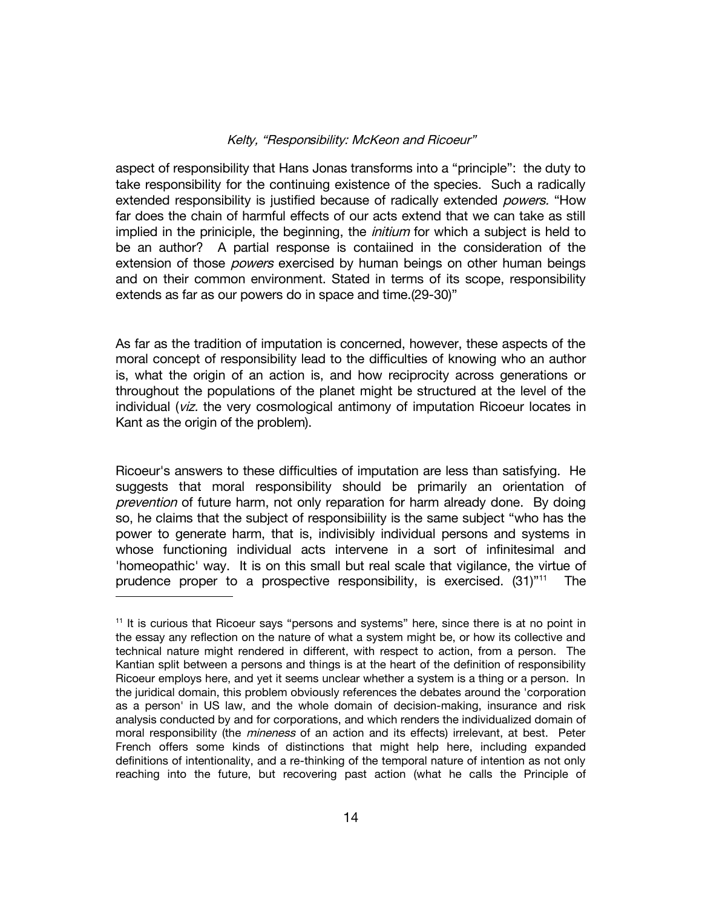aspect of responsibility that Hans Jonas transforms into a "principle": the duty to take responsibility for the continuing existence of the species. Such a radically extended responsibility is justified because of radically extended *powers*. "How far does the chain of harmful effects of our acts extend that we can take as still implied in the priniciple, the beginning, the *initium* for which a subject is held to be an author? A partial response is contaiined in the consideration of the extension of those *powers* exercised by human beings on other human beings and on their common environment. Stated in terms of its scope, responsibility extends as far as our powers do in space and time.(29-30)"

As far as the tradition of imputation is concerned, however, these aspects of the moral concept of responsibility lead to the difficulties of knowing who an author is, what the origin of an action is, and how reciprocity across generations or throughout the populations of the planet might be structured at the level of the individual (*viz.* the very cosmological antimony of imputation Ricoeur locates in Kant as the origin of the problem).

Ricoeur's answers to these difficulties of imputation are less than satisfying. He suggests that moral responsibility should be primarily an orientation of *prevention* of future harm, not only reparation for harm already done. By doing so, he claims that the subject of responsibiility is the same subject "who has the power to generate harm, that is, indivisibly individual persons and systems in whose functioning individual acts intervene in a sort of infinitesimal and 'homeopathic' way. It is on this small but real scale that vigilance, the virtue of prudence proper to a prospective responsibility, is exercised. (31)"[11] The

---

[11] It is curious that Ricoeur says "persons and systems" here, since there is at no point in the essay any reflection on the nature of what a system might be, or how its collective and technical nature might rendered in different, with respect to action, from a person. The Kantian split between a persons and things is at the heart of the definition of responsibility Ricoeur employs here, and yet it seems unclear whether a system is a thing or a person. In the juridical domain, this problem obviously references the debates around the 'corporation as a person' in US law, and the whole domain of decision-making, insurance and risk analysis conducted by and for corporations, and which renders the individualized domain of moral responsibility (the *mineness* of an action and its effects) irrelevant, at best. Peter French offers some kinds of distinctions that might help here, including expanded definitions of intentionality, and a re-thinking of the temporal nature of intention as not only reaching into the future, but recovering past action (what he calls the Principle of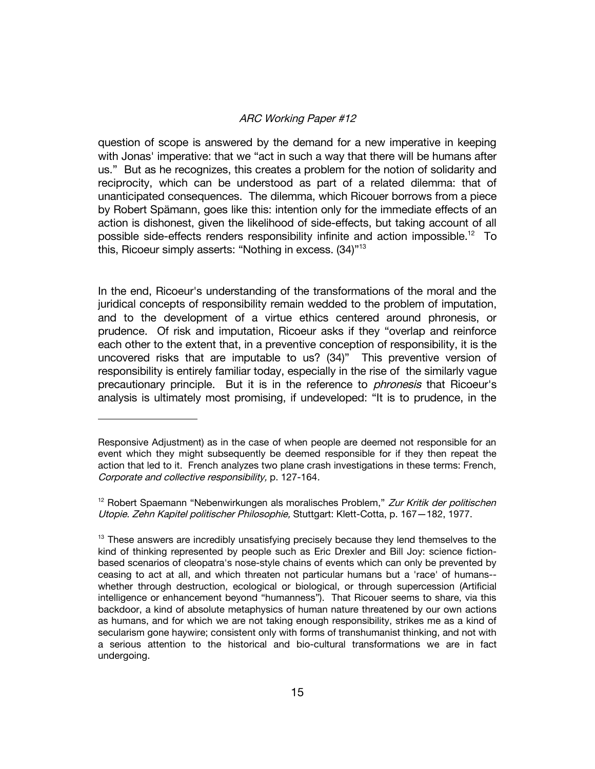question of scope is answered by the demand for a new imperative in keeping with Jonas' imperative: that we "act in such a way that there will be humans after us." But as he recognizes, this creates a problem for the notion of solidarity and reciprocity, which can be understood as part of a related dilemma: that of unanticipated consequences. The dilemma, which Ricouer borrows from a piece by Robert Spämann, goes like this: intention only for the immediate effects of an action is dishonest, given the likelihood of side-effects, but taking account of all possible side-effects renders responsibility infinite and action impossible.[12] To this, Ricoeur simply asserts: "Nothing in excess. (34)"[13]

In the end, Ricoeur's understanding of the transformations of the moral and the juridical concepts of responsibility remain wedded to the problem of imputation, and to the development of a virtue ethics centered around phronesis, or prudence. Of risk and imputation, Ricoeur asks if they "overlap and reinforce each other to the extent that, in a preventive conception of responsibility, it is the uncovered risks that are imputable to us? (34)" This preventive version of responsibility is entirely familiar today, especially in the rise of the similarly vague precautionary principle. But it is in the reference to *phronesis* that Ricoeur's analysis is ultimately most promising, if undeveloped: "It is to prudence, in the

---

Responsive Adjustment) as in the case of when people are deemed not responsible for an event which they might subsequently be deemed responsible for if they then repeat the action that led to it. French analyzes two plane crash investigations in these terms: French, *Corporate and collective responsibility,* p. 127-164.

[12] Robert Spaemann "Nebenwirkungen als moralisches Problem," *Zur Kritik der politischen Utopie. Zehn Kapitel politischer Philosophie,* Stuttgart: Klett-Cotta, p. 167—182, 1977.

[13] These answers are incredibly unsatisfying precisely because they lend themselves to the kind of thinking represented by people such as Eric Drexler and Bill Joy: science fiction-based scenarios of cleopatra's nose-style chains of events which can only be prevented by ceasing to act at all, and which threaten not particular humans but a 'race' of humans--whether through destruction, ecological or biological, or through supercession (Artificial intelligence or enhancement beyond "humanness"). That Ricouer seems to share, via this backdoor, a kind of absolute metaphysics of human nature threatened by our own actions as humans, and for which we are not taking enough responsibility, strikes me as a kind of secularism gone haywire; consistent only with forms of transhumanist thinking, and not with a serious attention to the historical and bio-cultural transformations we are in fact undergoing.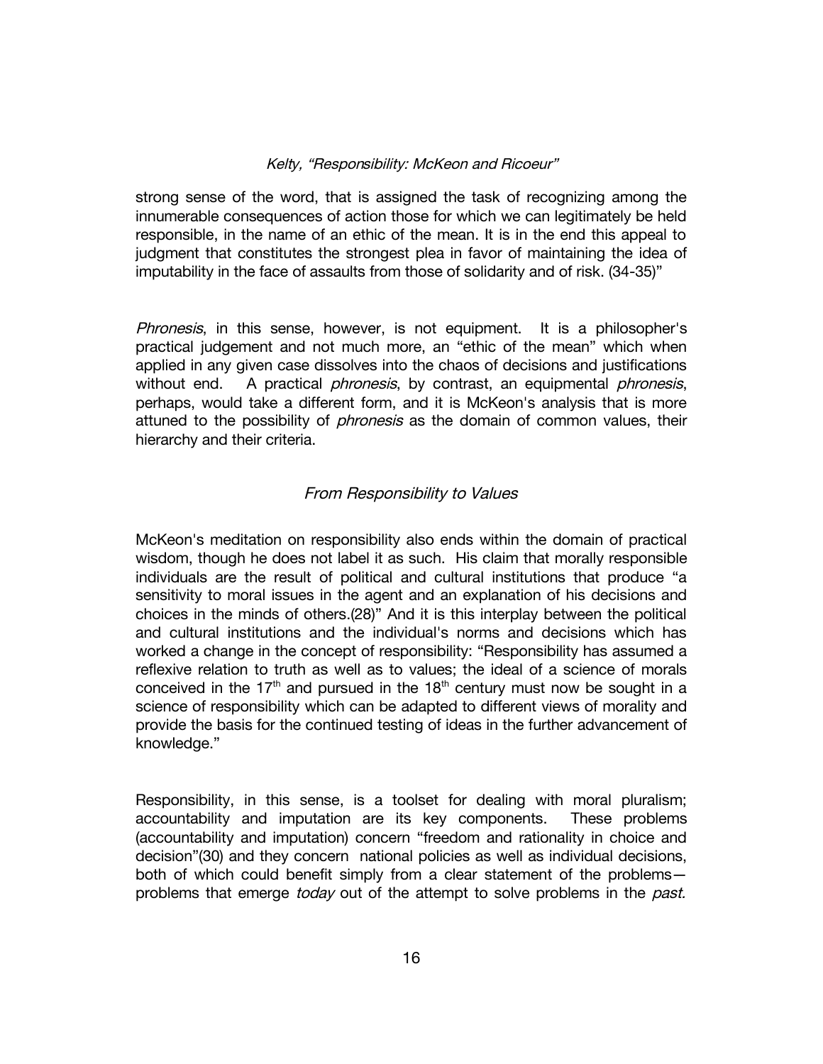strong sense of the word, that is assigned the task of recognizing among the innumerable consequences of action those for which we can legitimately be held responsible, in the name of an ethic of the mean. It is in the end this appeal to judgment that constitutes the strongest plea in favor of maintaining the idea of imputability in the face of assaults from those of solidarity and of risk. (34-35)"

*Phronesis*, in this sense, however, is not equipment. It is a philosopher's practical judgement and not much more, an "ethic of the mean" which when applied in any given case dissolves into the chaos of decisions and justifications without end. A practical *phronesis*, by contrast, an equipmental *phronesis*, perhaps, would take a different form, and it is McKeon's analysis that is more attuned to the possibility of *phronesis* as the domain of common values, their hierarchy and their criteria.

## *From Responsibility to Values*

McKeon's meditation on responsibility also ends within the domain of practical wisdom, though he does not label it as such. His claim that morally responsible individuals are the result of political and cultural institutions that produce "a sensitivity to moral issues in the agent and an explanation of his decisions and choices in the minds of others.(28)" And it is this interplay between the political and cultural institutions and the individual's norms and decisions which has worked a change in the concept of responsibility: "Responsibility has assumed a reflexive relation to truth as well as to values; the ideal of a science of morals conceived in the 17th and pursued in the 18th century must now be sought in a science of responsibility which can be adapted to different views of morality and provide the basis for the continued testing of ideas in the further advancement of knowledge."

Responsibility, in this sense, is a toolset for dealing with moral pluralism; accountability and imputation are its key components. These problems (accountability and imputation) concern "freedom and rationality in choice and decision"(30) and they concern national policies as well as individual decisions, both of which could benefit simply from a clear statement of the problems—problems that emerge *today* out of the attempt to solve problems in the *past.*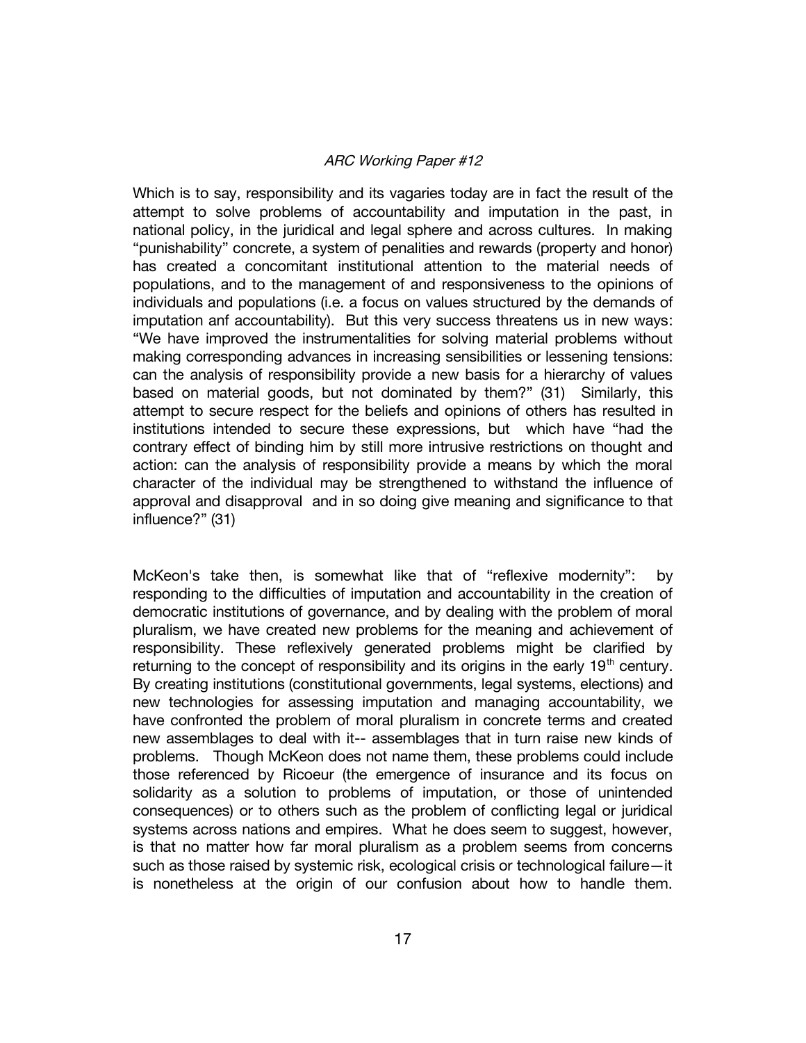Which is to say, responsibility and its vagaries today are in fact the result of the attempt to solve problems of accountability and imputation in the past, in national policy, in the juridical and legal sphere and across cultures. In making "punishability" concrete, a system of penalities and rewards (property and honor) has created a concomitant institutional attention to the material needs of populations, and to the management of and responsiveness to the opinions of individuals and populations (i.e. a focus on values structured by the demands of imputation anf accountability). But this very success threatens us in new ways: "We have improved the instrumentalities for solving material problems without making corresponding advances in increasing sensibilities or lessening tensions: can the analysis of responsibility provide a new basis for a hierarchy of values based on material goods, but not dominated by them?" (31) Similarly, this attempt to secure respect for the beliefs and opinions of others has resulted in institutions intended to secure these expressions, but which have "had the contrary effect of binding him by still more intrusive restrictions on thought and action: can the analysis of responsibility provide a means by which the moral character of the individual may be strengthened to withstand the influence of approval and disapproval and in so doing give meaning and significance to that influence?" (31)

McKeon's take then, is somewhat like that of "reflexive modernity": by responding to the difficulties of imputation and accountability in the creation of democratic institutions of governance, and by dealing with the problem of moral pluralism, we have created new problems for the meaning and achievement of responsibility. These reflexively generated problems might be clarified by returning to the concept of responsibility and its origins in the early 19th century. By creating institutions (constitutional governments, legal systems, elections) and new technologies for assessing imputation and managing accountability, we have confronted the problem of moral pluralism in concrete terms and created new assemblages to deal with it-- assemblages that in turn raise new kinds of problems. Though McKeon does not name them, these problems could include those referenced by Ricoeur (the emergence of insurance and its focus on solidarity as a solution to problems of imputation, or those of unintended consequences) or to others such as the problem of conflicting legal or juridical systems across nations and empires. What he does seem to suggest, however, is that no matter how far moral pluralism as a problem seems from concerns such as those raised by systemic risk, ecological crisis or technological failure—it is nonetheless at the origin of our confusion about how to handle them.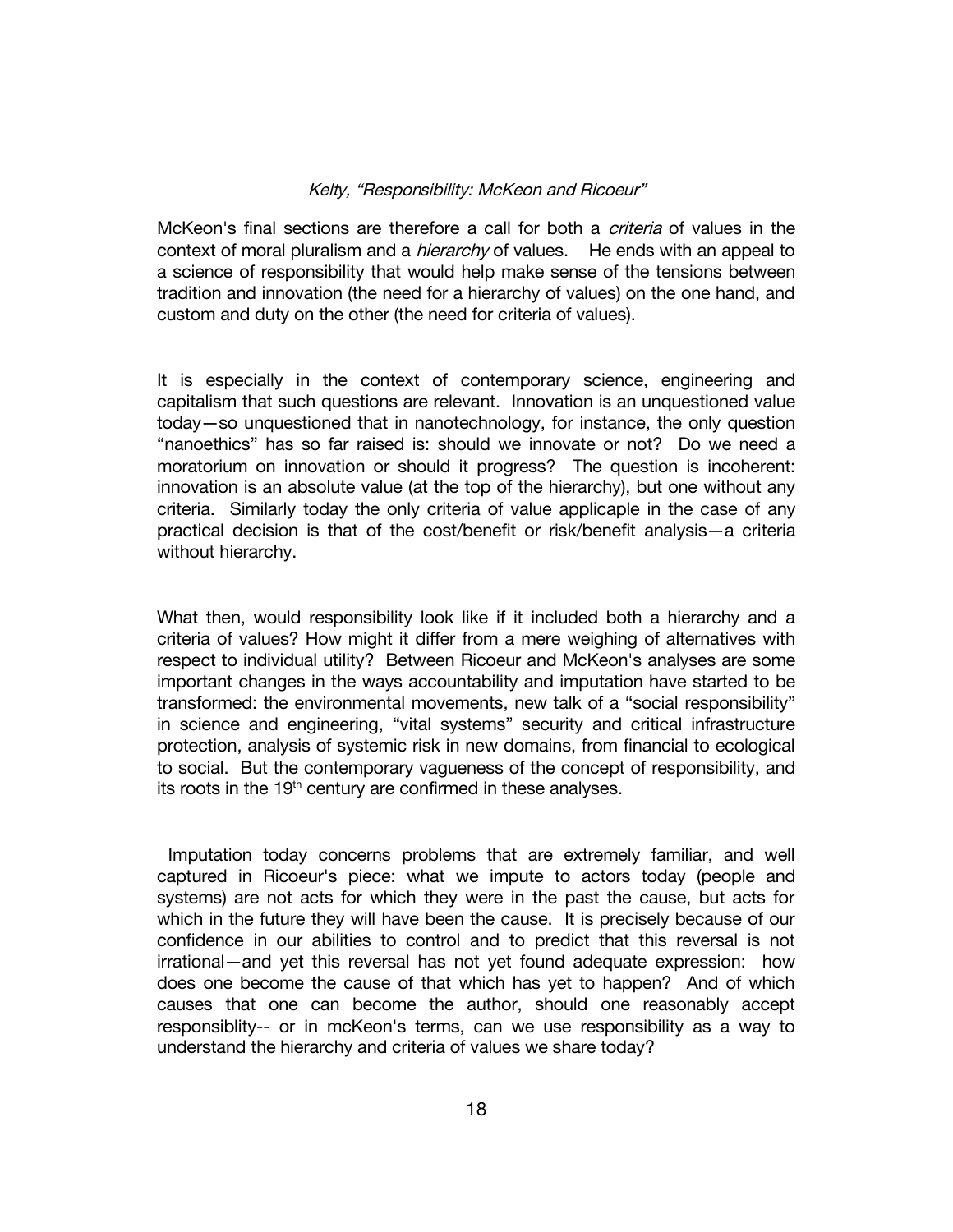McKeon's final sections are therefore a call for both a *criteria* of values in the context of moral pluralism and a *hierarchy* of values. He ends with an appeal to a science of responsibility that would help make sense of the tensions between tradition and innovation (the need for a hierarchy of values) on the one hand, and custom and duty on the other (the need for criteria of values).

It is especially in the context of contemporary science, engineering and capitalism that such questions are relevant. Innovation is an unquestioned value today—so unquestioned that in nanotechnology, for instance, the only question "nanoethics" has so far raised is: should we innovate or not? Do we need a moratorium on innovation or should it progress? The question is incoherent: innovation is an absolute value (at the top of the hierarchy), but one without any criteria. Similarly today the only criteria of value applicaple in the case of any practical decision is that of the cost/benefit or risk/benefit analysis—a criteria without hierarchy.

What then, would responsibility look like if it included both a hierarchy and a criteria of values? How might it differ from a mere weighing of alternatives with respect to individual utility? Between Ricoeur and McKeon's analyses are some important changes in the ways accountability and imputation have started to be transformed: the environmental movements, new talk of a "social responsibility" in science and engineering, "vital systems" security and critical infrastructure protection, analysis of systemic risk in new domains, from financial to ecological to social. But the contemporary vagueness of the concept of responsibility, and its roots in the 19th century are confirmed in these analyses.

Imputation today concerns problems that are extremely familiar, and well captured in Ricoeur's piece: what we impute to actors today (people and systems) are not acts for which they were in the past the cause, but acts for which in the future they will have been the cause. It is precisely because of our confidence in our abilities to control and to predict that this reversal is not irrational—and yet this reversal has not yet found adequate expression: how does one become the cause of that which has yet to happen? And of which causes that one can become the author, should one reasonably accept responsiblity-- or in mcKeon's terms, can we use responsibility as a way to understand the hierarchy and criteria of values we share today?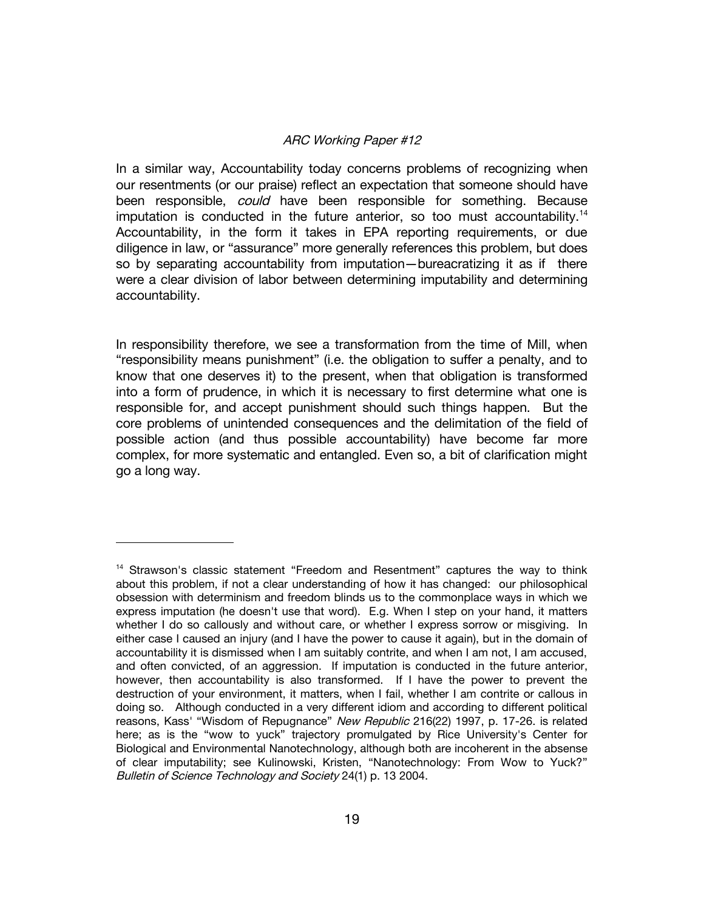In a similar way, Accountability today concerns problems of recognizing when our resentments (or our praise) reflect an expectation that someone should have been responsible, *could* have been responsible for something. Because imputation is conducted in the future anterior, so too must accountability.[14] Accountability, in the form it takes in EPA reporting requirements, or due diligence in law, or "assurance" more generally references this problem, but does so by separating accountability from imputation—bureacratizing it as if there were a clear division of labor between determining imputability and determining accountability.

In responsibility therefore, we see a transformation from the time of Mill, when "responsibility means punishment" (i.e. the obligation to suffer a penalty, and to know that one deserves it) to the present, when that obligation is transformed into a form of prudence, in which it is necessary to first determine what one is responsible for, and accept punishment should such things happen. But the core problems of unintended consequences and the delimitation of the field of possible action (and thus possible accountability) have become far more complex, for more systematic and entangled. Even so, a bit of clarification might go a long way.

---

[14] Strawson's classic statement "Freedom and Resentment" captures the way to think about this problem, if not a clear understanding of how it has changed: our philosophical obsession with determinism and freedom blinds us to the commonplace ways in which we express imputation (he doesn't use that word). E.g. When I step on your hand, it matters whether I do so callously and without care, or whether I express sorrow or misgiving. In either case I caused an injury (and I have the power to cause it again), but in the domain of accountability it is dismissed when I am suitably contrite, and when I am not, I am accused, and often convicted, of an aggression. If imputation is conducted in the future anterior, however, then accountability is also transformed. If I have the power to prevent the destruction of your environment, it matters, when I fail, whether I am contrite or callous in doing so. Although conducted in a very different idiom and according to different political reasons, Kass' "Wisdom of Repugnance" *New Republic* 216(22) 1997, p. 17-26. is related here; as is the "wow to yuck" trajectory promulgated by Rice University's Center for Biological and Environmental Nanotechnology, although both are incoherent in the absense of clear imputability; see Kulinowski, Kristen, "Nanotechnology: From Wow to Yuck?" *Bulletin of Science Technology and Society* 24(1) p. 13 2004.